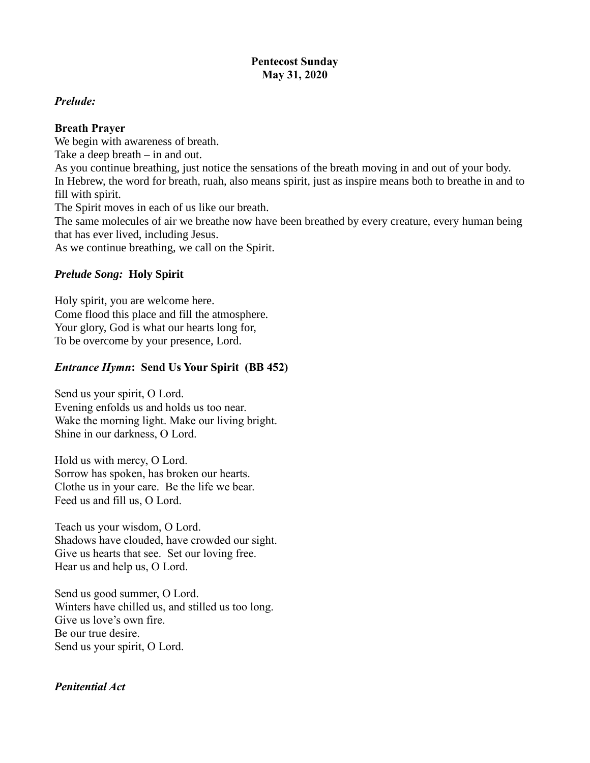**Pentecost Sunday**
**May 31, 2020**

***Prelude:***

**Breath Prayer**
We begin with awareness of breath.
Take a deep breath – in and out.
As you continue breathing, just notice the sensations of the breath moving in and out of your body.
In Hebrew, the word for breath, ruah, also means spirit, just as inspire means both to breathe in and to fill with spirit.
The Spirit moves in each of us like our breath.
The same molecules of air we breathe now have been breathed by every creature, every human being that has ever lived, including Jesus.
As we continue breathing, we call on the Spirit.

***Prelude Song:*** **Holy Spirit**

Holy spirit, you are welcome here.
Come flood this place and fill the atmosphere.
Your glory, God is what our hearts long for,
To be overcome by your presence, Lord.

***Entrance Hymn*: Send Us Your Spirit (BB 452)**

Send us your spirit, O Lord.
Evening enfolds us and holds us too near.
Wake the morning light. Make our living bright.
Shine in our darkness, O Lord.

Hold us with mercy, O Lord.
Sorrow has spoken, has broken our hearts.
Clothe us in your care. Be the life we bear.
Feed us and fill us, O Lord.

Teach us your wisdom, O Lord.
Shadows have clouded, have crowded our sight.
Give us hearts that see. Set our loving free.
Hear us and help us, O Lord.

Send us good summer, O Lord.
Winters have chilled us, and stilled us too long.
Give us love's own fire.
Be our true desire.
Send us your spirit, O Lord.

***Penitential Act***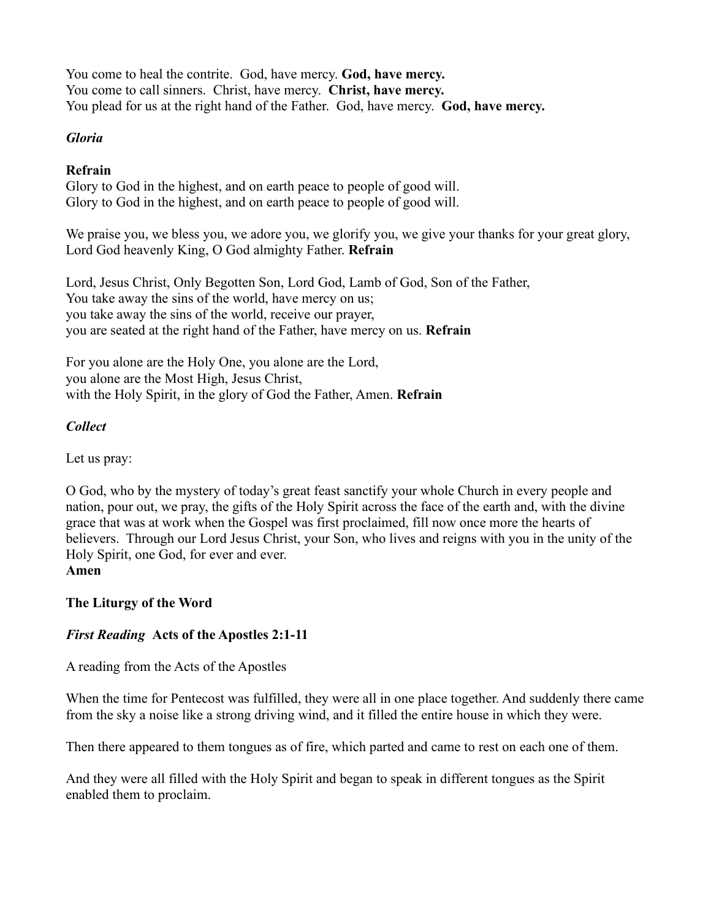You come to heal the contrite. God, have mercy. **God, have mercy.**
You come to call sinners. Christ, have mercy. **Christ, have mercy.**
You plead for us at the right hand of the Father. God, have mercy. **God, have mercy.**

***Gloria***

**Refrain**
Glory to God in the highest, and on earth peace to people of good will.
Glory to God in the highest, and on earth peace to people of good will.

We praise you, we bless you, we adore you, we glorify you, we give your thanks for your great glory, Lord God heavenly King, O God almighty Father. **Refrain**

Lord, Jesus Christ, Only Begotten Son, Lord God, Lamb of God, Son of the Father,
You take away the sins of the world, have mercy on us;
you take away the sins of the world, receive our prayer,
you are seated at the right hand of the Father, have mercy on us. **Refrain**

For you alone are the Holy One, you alone are the Lord,
you alone are the Most High, Jesus Christ,
with the Holy Spirit, in the glory of God the Father, Amen. **Refrain**

***Collect***

Let us pray:

O God, who by the mystery of today's great feast sanctify your whole Church in every people and nation, pour out, we pray, the gifts of the Holy Spirit across the face of the earth and, with the divine grace that was at work when the Gospel was first proclaimed, fill now once more the hearts of believers. Through our Lord Jesus Christ, your Son, who lives and reigns with you in the unity of the Holy Spirit, one God, for ever and ever.
**Amen**

**The Liturgy of the Word**

***First Reading*** **Acts of the Apostles 2:1-11**

A reading from the Acts of the Apostles

When the time for Pentecost was fulfilled, they were all in one place together. And suddenly there came from the sky a noise like a strong driving wind, and it filled the entire house in which they were.

Then there appeared to them tongues as of fire, which parted and came to rest on each one of them.

And they were all filled with the Holy Spirit and began to speak in different tongues as the Spirit enabled them to proclaim.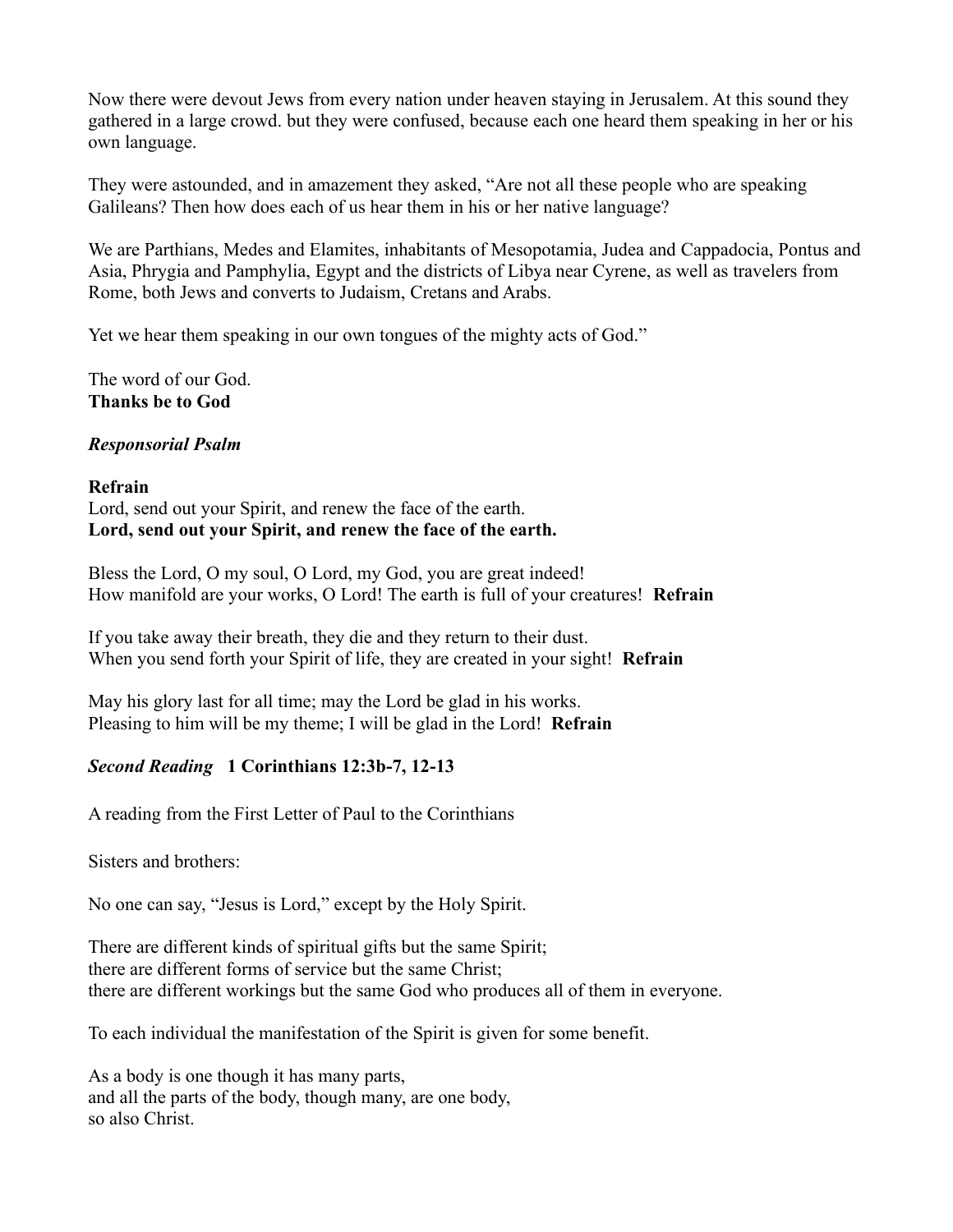Now there were devout Jews from every nation under heaven staying in Jerusalem. At this sound they gathered in a large crowd. but they were confused, because each one heard them speaking in her or his own language.

They were astounded, and in amazement they asked, "Are not all these people who are speaking Galileans? Then how does each of us hear them in his or her native language?

We are Parthians, Medes and Elamites, inhabitants of Mesopotamia, Judea and Cappadocia, Pontus and Asia, Phrygia and Pamphylia, Egypt and the districts of Libya near Cyrene, as well as travelers from Rome, both Jews and converts to Judaism, Cretans and Arabs.

Yet we hear them speaking in our own tongues of the mighty acts of God."

The word of our God.  
**Thanks be to God**

***Responsorial Psalm***

**Refrain**  
Lord, send out your Spirit, and renew the face of the earth.  
**Lord, send out your Spirit, and renew the face of the earth.**

Bless the Lord, O my soul, O Lord, my God, you are great indeed!  
How manifold are your works, O Lord! The earth is full of your creatures! **Refrain**

If you take away their breath, they die and they return to their dust.  
When you send forth your Spirit of life, they are created in your sight! **Refrain**

May his glory last for all time; may the Lord be glad in his works.  
Pleasing to him will be my theme; I will be glad in the Lord! **Refrain**

***Second Reading*** **1 Corinthians 12:3b-7, 12-13**

A reading from the First Letter of Paul to the Corinthians

Sisters and brothers:

No one can say, "Jesus is Lord," except by the Holy Spirit.

There are different kinds of spiritual gifts but the same Spirit;  
there are different forms of service but the same Christ;  
there are different workings but the same God who produces all of them in everyone.

To each individual the manifestation of the Spirit is given for some benefit.

As a body is one though it has many parts,  
and all the parts of the body, though many, are one body,  
so also Christ.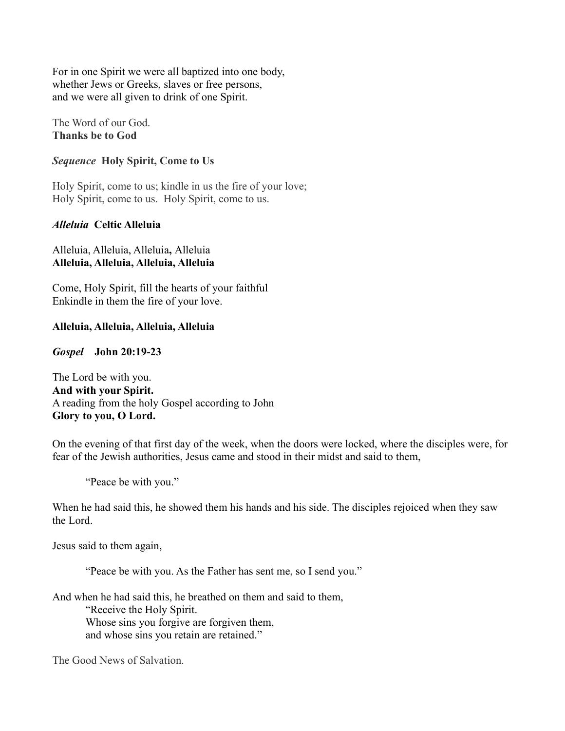For in one Spirit we were all baptized into one body,
whether Jews or Greeks, slaves or free persons,
and we were all given to drink of one Spirit.

The Word of our God.
**Thanks be to God**

***Sequence*** **Holy Spirit, Come to Us**

Holy Spirit, come to us; kindle in us the fire of your love;
Holy Spirit, come to us. Holy Spirit, come to us.

***Alleluia*** **Celtic Alleluia**

Alleluia, Alleluia, Alleluia**,** Alleluia
**Alleluia, Alleluia, Alleluia, Alleluia**

Come, Holy Spirit, fill the hearts of your faithful
Enkindle in them the fire of your love.

**Alleluia, Alleluia, Alleluia, Alleluia**

***Gospel*** **John 20:19-23**

The Lord be with you.
**And with your Spirit.**
A reading from the holy Gospel according to John
**Glory to you, O Lord.**

On the evening of that first day of the week, when the doors were locked, where the disciples were, for fear of the Jewish authorities, Jesus came and stood in their midst and said to them,

> "Peace be with you."

When he had said this, he showed them his hands and his side. The disciples rejoiced when they saw the Lord.

Jesus said to them again,

> "Peace be with you. As the Father has sent me, so I send you."

And when he had said this, he breathed on them and said to them,

> "Receive the Holy Spirit.
> Whose sins you forgive are forgiven them,
> and whose sins you retain are retained."

The Good News of Salvation.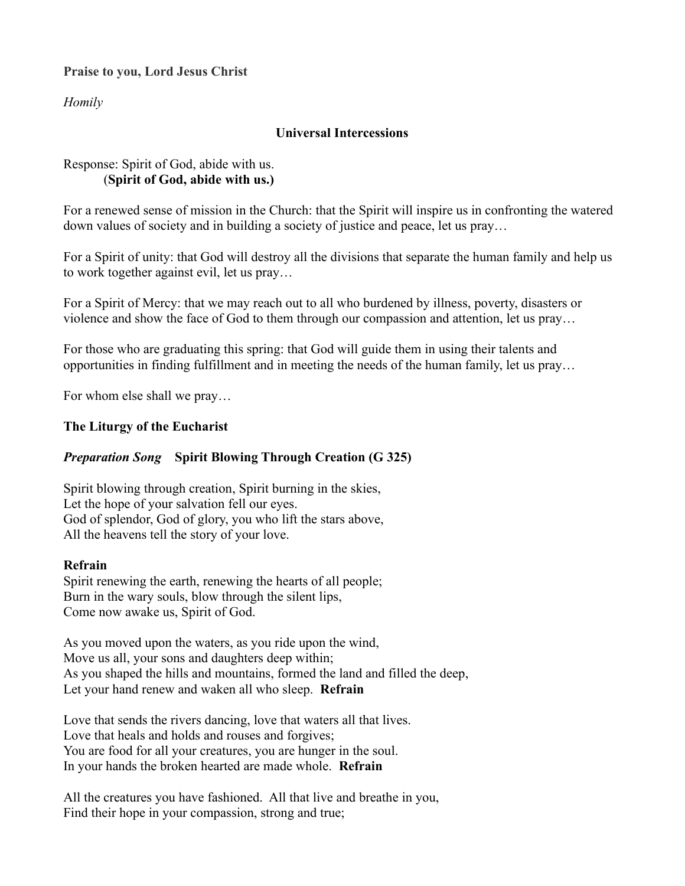**Praise to you, Lord Jesus Christ**

*Homily*

## Universal Intercessions

Response: Spirit of God, abide with us.
(**Spirit of God, abide with us.)**

For a renewed sense of mission in the Church: that the Spirit will inspire us in confronting the watered down values of society and in building a society of justice and peace, let us pray…

For a Spirit of unity: that God will destroy all the divisions that separate the human family and help us to work together against evil, let us pray…

For a Spirit of Mercy: that we may reach out to all who burdened by illness, poverty, disasters or violence and show the face of God to them through our compassion and attention, let us pray…

For those who are graduating this spring: that God will guide them in using their talents and opportunities in finding fulfillment and in meeting the needs of the human family, let us pray…

For whom else shall we pray…

### The Liturgy of the Eucharist

***Preparation Song*** **Spirit Blowing Through Creation (G 325)**

Spirit blowing through creation, Spirit burning in the skies,
Let the hope of your salvation fell our eyes.
God of splendor, God of glory, you who lift the stars above,
All the heavens tell the story of your love.

**Refrain**
Spirit renewing the earth, renewing the hearts of all people;
Burn in the wary souls, blow through the silent lips,
Come now awake us, Spirit of God.

As you moved upon the waters, as you ride upon the wind,
Move us all, your sons and daughters deep within;
As you shaped the hills and mountains, formed the land and filled the deep,
Let your hand renew and waken all who sleep. **Refrain**

Love that sends the rivers dancing, love that waters all that lives.
Love that heals and holds and rouses and forgives;
You are food for all your creatures, you are hunger in the soul.
In your hands the broken hearted are made whole. **Refrain**

All the creatures you have fashioned. All that live and breathe in you,
Find their hope in your compassion, strong and true;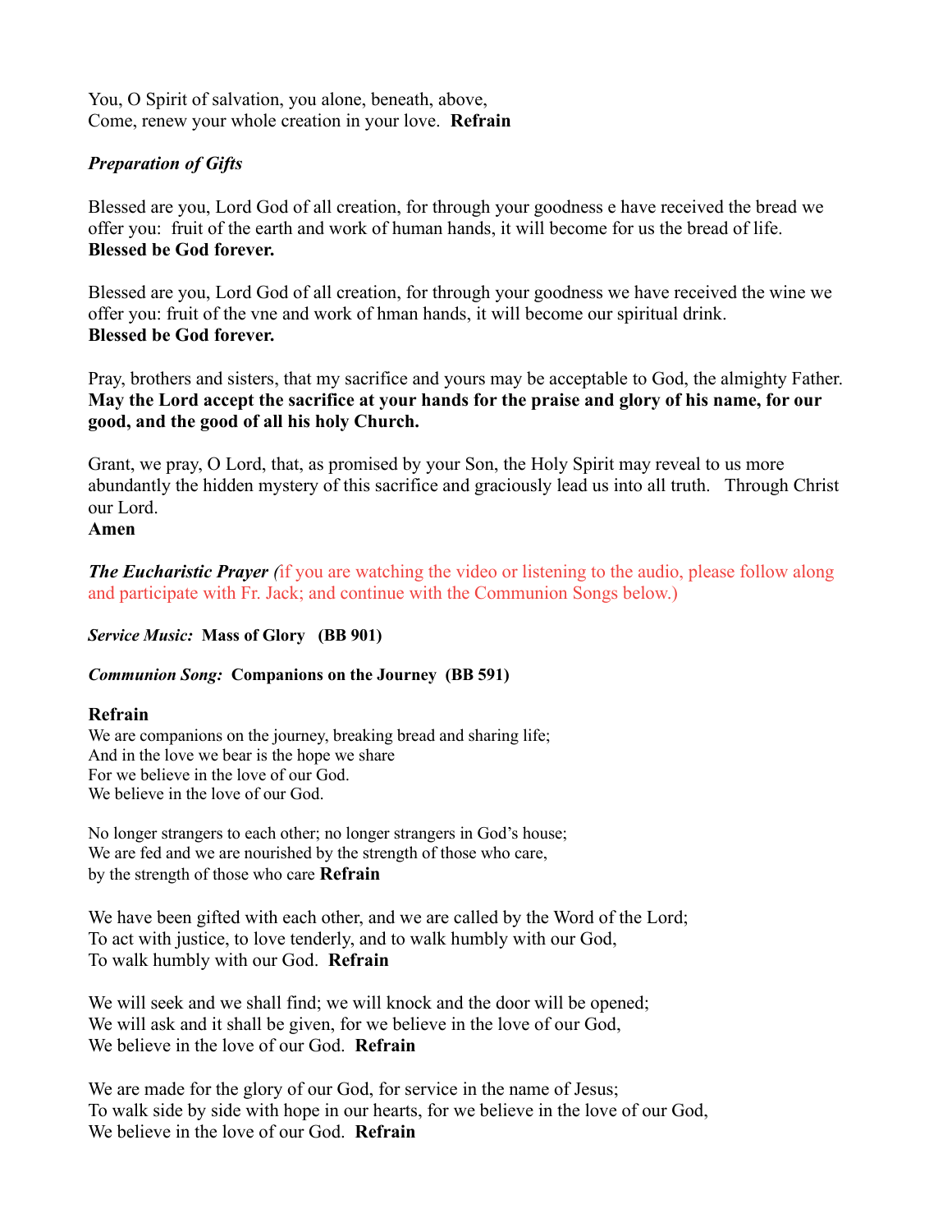You, O Spirit of salvation, you alone, beneath, above,
Come, renew your whole creation in your love. **Refrain**

***Preparation of Gifts***

Blessed are you, Lord God of all creation, for through your goodness e have received the bread we offer you: fruit of the earth and work of human hands, it will become for us the bread of life.
**Blessed be God forever.**

Blessed are you, Lord God of all creation, for through your goodness we have received the wine we offer you: fruit of the vne and work of hman hands, it will become our spiritual drink.
**Blessed be God forever.**

Pray, brothers and sisters, that my sacrifice and yours may be acceptable to God, the almighty Father.
**May the Lord accept the sacrifice at your hands for the praise and glory of his name, for our good, and the good of all his holy Church.**

Grant, we pray, O Lord, that, as promised by your Son, the Holy Spirit may reveal to us more abundantly the hidden mystery of this sacrifice and graciously lead us into all truth. Through Christ our Lord.
**Amen**

***The Eucharistic Prayer*** (if you are watching the video or listening to the audio, please follow along and participate with Fr. Jack; and continue with the Communion Songs below.)

***Service Music:*** **Mass of Glory (BB 901)**

***Communion Song:*** **Companions on the Journey (BB 591)**

**Refrain**
We are companions on the journey, breaking bread and sharing life;
And in the love we bear is the hope we share
For we believe in the love of our God.
We believe in the love of our God.

No longer strangers to each other; no longer strangers in God's house;
We are fed and we are nourished by the strength of those who care,
by the strength of those who care **Refrain**

We have been gifted with each other, and we are called by the Word of the Lord;
To act with justice, to love tenderly, and to walk humbly with our God,
To walk humbly with our God. **Refrain**

We will seek and we shall find; we will knock and the door will be opened;
We will ask and it shall be given, for we believe in the love of our God,
We believe in the love of our God. **Refrain**

We are made for the glory of our God, for service in the name of Jesus;
To walk side by side with hope in our hearts, for we believe in the love of our God,
We believe in the love of our God. **Refrain**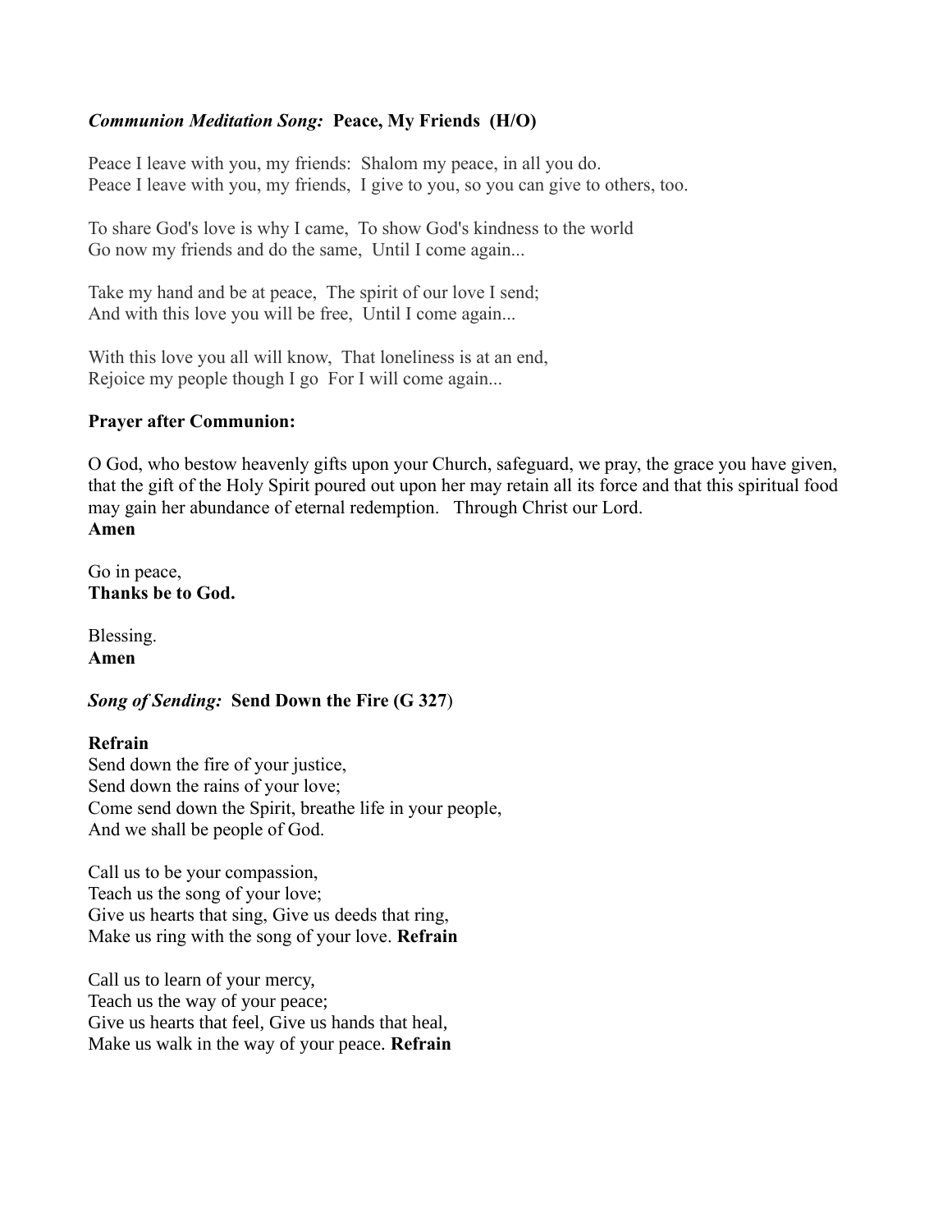***Communion Meditation Song:* Peace, My Friends (H/O)**

Peace I leave with you, my friends: Shalom my peace, in all you do.
Peace I leave with you, my friends, I give to you, so you can give to others, too.

To share God's love is why I came, To show God's kindness to the world
Go now my friends and do the same, Until I come again...

Take my hand and be at peace, The spirit of our love I send;
And with this love you will be free, Until I come again...

With this love you all will know, That loneliness is at an end,
Rejoice my people though I go For I will come again...

**Prayer after Communion:**

O God, who bestow heavenly gifts upon your Church, safeguard, we pray, the grace you have given, that the gift of the Holy Spirit poured out upon her may retain all its force and that this spiritual food may gain her abundance of eternal redemption. Through Christ our Lord.
**Amen**

Go in peace,
**Thanks be to God.**

Blessing.
**Amen**

***Song of Sending:* Send Down the Fire (G 327)**

**Refrain**
Send down the fire of your justice,
Send down the rains of your love;
Come send down the Spirit, breathe life in your people,
And we shall be people of God.

Call us to be your compassion,
Teach us the song of your love;
Give us hearts that sing, Give us deeds that ring,
Make us ring with the song of your love. **Refrain**

Call us to learn of your mercy,
Teach us the way of your peace;
Give us hearts that feel, Give us hands that heal,
Make us walk in the way of your peace. **Refrain**